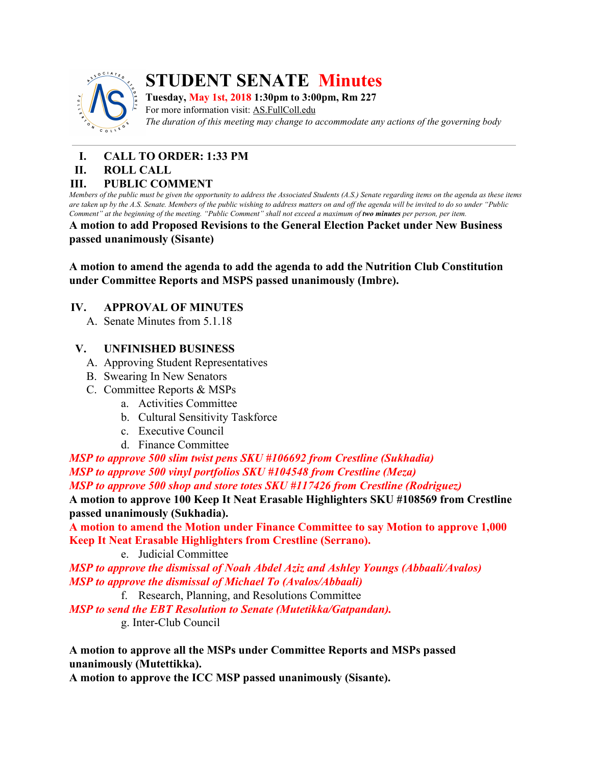# STUDENT SENATE Minutes

**Tuesday, May 1st, 2018 1:30pm to 3:00pm, Rm 227**
For more information visit: AS.FullColl.edu
*The duration of this meeting may change to accommodate any actions of the governing body*

---

## I. CALL TO ORDER: 1:33 PM

## II. ROLL CALL

## III. PUBLIC COMMENT

*Members of the public must be given the opportunity to address the Associated Students (A.S.) Senate regarding items on the agenda as these items are taken up by the A.S. Senate. Members of the public wishing to address matters on and off the agenda will be invited to do so under "Public Comment" at the beginning of the meeting. "Public Comment" shall not exceed a maximum of **two minutes** per person, per item.*

**A motion to add Proposed Revisions to the General Election Packet under New Business passed unanimously (Sisante)**

**A motion to amend the agenda to add the agenda to add the Nutrition Club Constitution under Committee Reports and MSPS passed unanimously (Imbre).**

## IV. APPROVAL OF MINUTES

A. Senate Minutes from 5.1.18

## V. UNFINISHED BUSINESS

A. Approving Student Representatives
B. Swearing In New Senators
C. Committee Reports & MSPs
   a. Activities Committee
   b. Cultural Sensitivity Taskforce
   c. Executive Council
   d. Finance Committee

***MSP to approve 500 slim twist pens SKU #106692 from Crestline (Sukhadia)***
***MSP to approve 500 vinyl portfolios SKU #104548 from Crestline (Meza)***
***MSP to approve 500 shop and store totes SKU #117426 from Crestline (Rodriguez)***

**A motion to approve 100 Keep It Neat Erasable Highlighters SKU #108569 from Crestline passed unanimously (Sukhadia).**

**A motion to amend the Motion under Finance Committee to say Motion to approve 1,000 Keep It Neat Erasable Highlighters from Crestline (Serrano).**

   e. Judicial Committee

***MSP to approve the dismissal of Noah Abdel Aziz and Ashley Youngs (Abbaali/Avalos)***
***MSP to approve the dismissal of Michael To (Avalos/Abbaali)***

   f. Research, Planning, and Resolutions Committee

***MSP to send the EBT Resolution to Senate (Mutetikka/Gatpandan).***

   g. Inter-Club Council

**A motion to approve all the MSPs under Committee Reports and MSPs passed unanimously (Mutettikka).**
**A motion to approve the ICC MSP passed unanimously (Sisante).**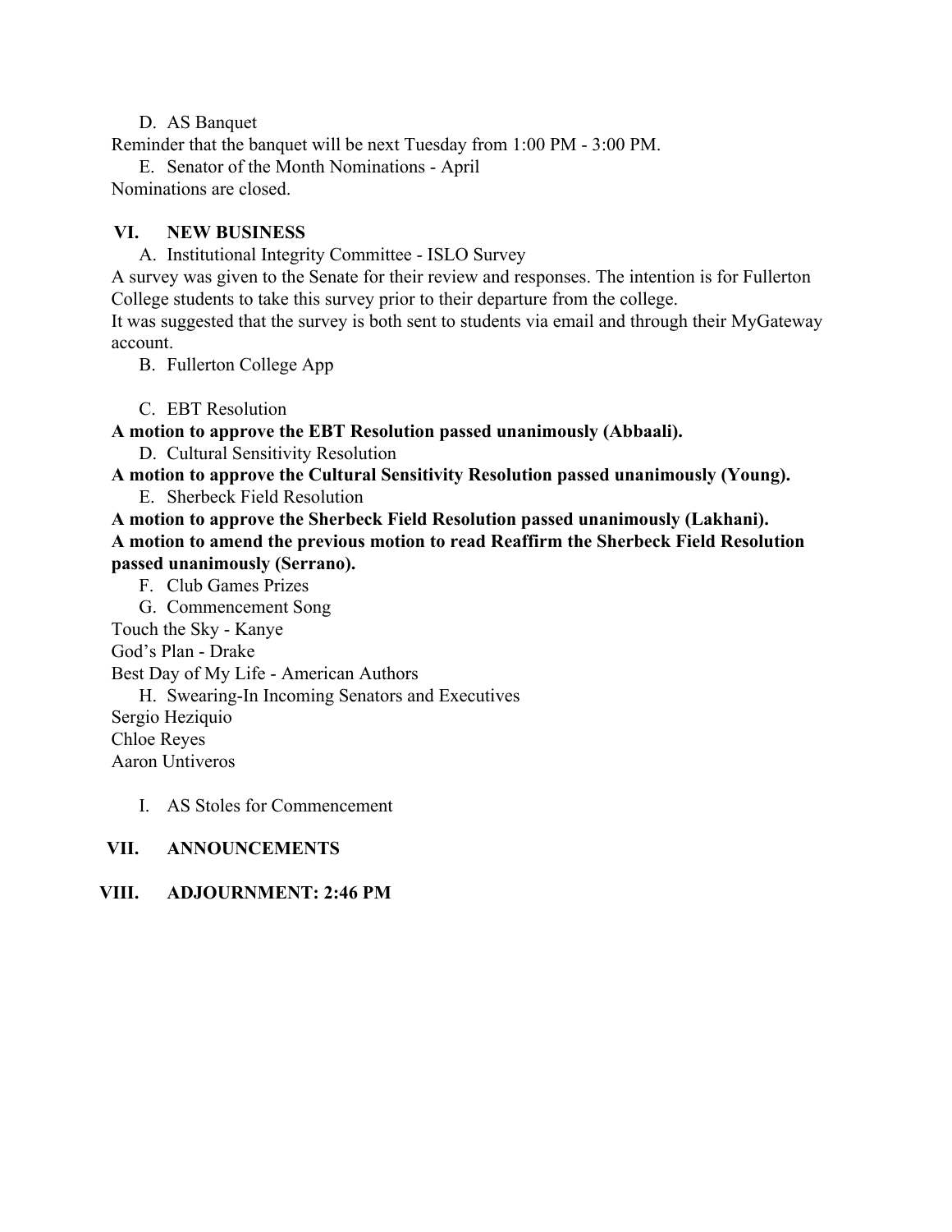D. AS Banquet

Reminder that the banquet will be next Tuesday from 1:00 PM - 3:00 PM.

E. Senator of the Month Nominations - April

Nominations are closed.

## VI. NEW BUSINESS

A. Institutional Integrity Committee - ISLO Survey

A survey was given to the Senate for their review and responses. The intention is for Fullerton College students to take this survey prior to their departure from the college.

It was suggested that the survey is both sent to students via email and through their MyGateway account.

B. Fullerton College App

C. EBT Resolution

**A motion to approve the EBT Resolution passed unanimously (Abbaali).**

D. Cultural Sensitivity Resolution

**A motion to approve the Cultural Sensitivity Resolution passed unanimously (Young).**

E. Sherbeck Field Resolution

**A motion to approve the Sherbeck Field Resolution passed unanimously (Lakhani).**
**A motion to amend the previous motion to read Reaffirm the Sherbeck Field Resolution passed unanimously (Serrano).**

F. Club Games Prizes

G. Commencement Song

Touch the Sky - Kanye
God's Plan - Drake
Best Day of My Life - American Authors

H. Swearing-In Incoming Senators and Executives

Sergio Heziquio
Chloe Reyes
Aaron Untiveros

I. AS Stoles for Commencement

## VII. ANNOUNCEMENTS

## VIII. ADJOURNMENT: 2:46 PM